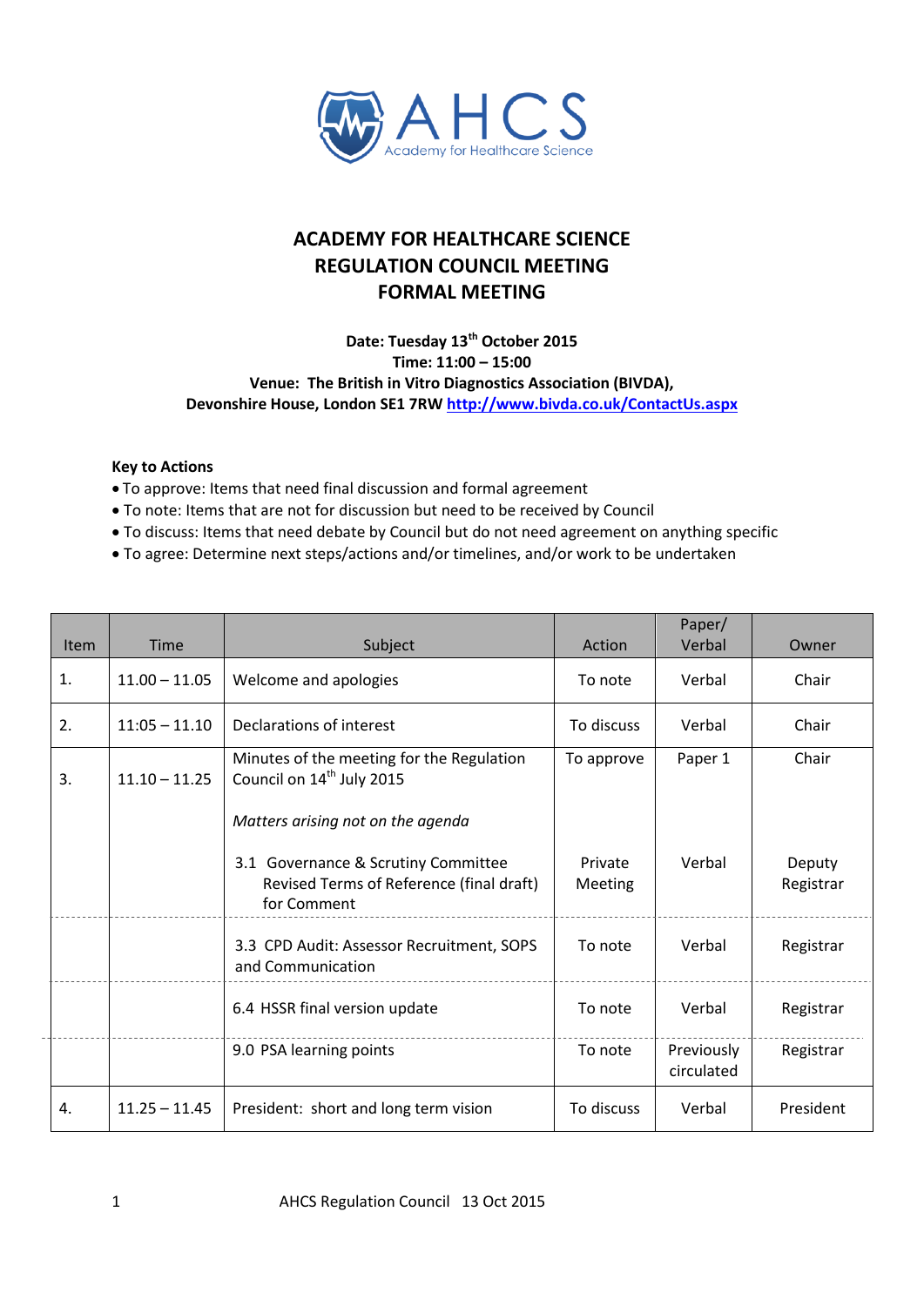AHCS
Academy for Healthcare Science

# ACADEMY FOR HEALTHCARE SCIENCE
# REGULATION COUNCIL MEETING
# FORMAL MEETING

**Date: Tuesday 13th October 2015**
**Time: 11:00 – 15:00**
**Venue: The British in Vitro Diagnostics Association (BIVDA), Devonshire House, London SE1 7RW [http://www.bivda.co.uk/ContactUs.aspx](http://www.bivda.co.uk/ContactUs.aspx)**

**Key to Actions**

- To approve: Items that need final discussion and formal agreement
- To note: Items that are not for discussion but need to be received by Council
- To discuss: Items that need debate by Council but do not need agreement on anything specific
- To agree: Determine next steps/actions and/or timelines, and/or work to be undertaken

| Item | Time | Subject | Action | Paper/ Verbal | Owner |
|---|---|---|---|---|---|
| 1. | 11.00 – 11.05 | Welcome and apologies | To note | Verbal | Chair |
| 2. | 11:05 – 11.10 | Declarations of interest | To discuss | Verbal | Chair |
| 3. | 11.10 – 11.25 | Minutes of the meeting for the Regulation Council on 14th July 2015 | To approve | Paper 1 | Chair |
| | | *Matters arising not on the agenda* | | | |
| | | 3.1 Governance & Scrutiny Committee Revised Terms of Reference (final draft) for Comment | Private Meeting | Verbal | Deputy Registrar |
| | | 3.3 CPD Audit: Assessor Recruitment, SOPS and Communication | To note | Verbal | Registrar |
| | | 6.4 HSSR final version update | To note | Verbal | Registrar |
| | | 9.0 PSA learning points | To note | Previously circulated | Registrar |
| 4. | 11.25 – 11.45 | President: short and long term vision | To discuss | Verbal | President |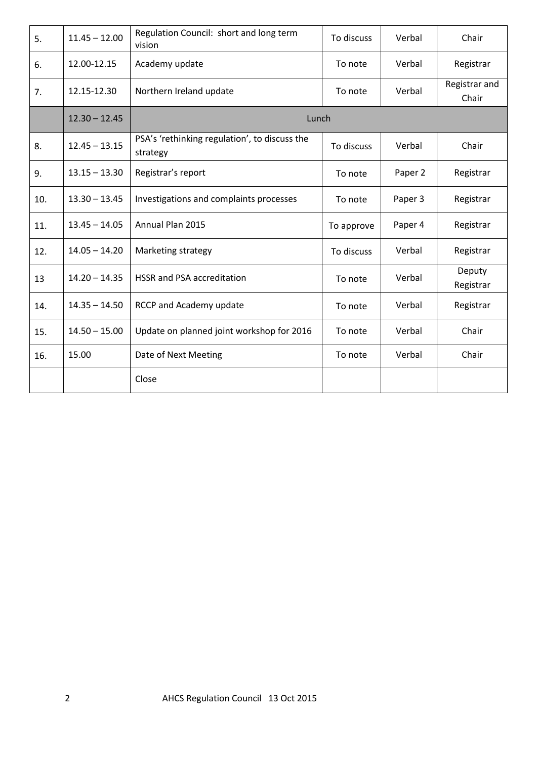| | | | | | |
|---|---|---|---|---|---|
| 5. | 11.45 – 12.00 | Regulation Council: short and long term vision | To discuss | Verbal | Chair |
| 6. | 12.00-12.15 | Academy update | To note | Verbal | Registrar |
| 7. | 12.15-12.30 | Northern Ireland update | To note | Verbal | Registrar and Chair |
| | 12.30 – 12.45 | Lunch | | | |
| 8. | 12.45 – 13.15 | PSA's 'rethinking regulation', to discuss the strategy | To discuss | Verbal | Chair |
| 9. | 13.15 – 13.30 | Registrar's report | To note | Paper 2 | Registrar |
| 10. | 13.30 – 13.45 | Investigations and complaints processes | To note | Paper 3 | Registrar |
| 11. | 13.45 – 14.05 | Annual Plan 2015 | To approve | Paper 4 | Registrar |
| 12. | 14.05 – 14.20 | Marketing strategy | To discuss | Verbal | Registrar |
| 13 | 14.20 – 14.35 | HSSR and PSA accreditation | To note | Verbal | Deputy Registrar |
| 14. | 14.35 – 14.50 | RCCP and Academy update | To note | Verbal | Registrar |
| 15. | 14.50 – 15.00 | Update on planned joint workshop for 2016 | To note | Verbal | Chair |
| 16. | 15.00 | Date of Next Meeting | To note | Verbal | Chair |
| | | Close | | | |